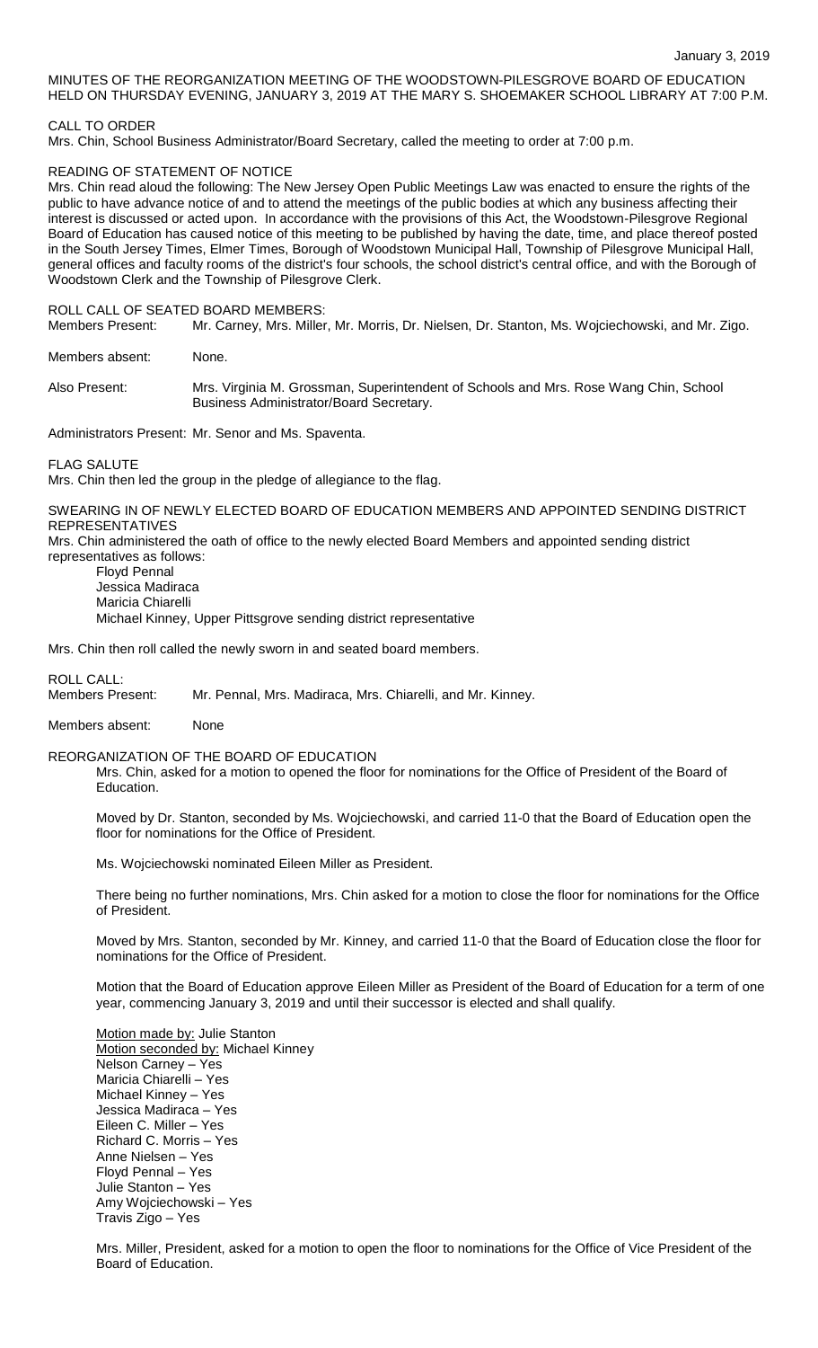January 3, 2019

MINUTES OF THE REORGANIZATION MEETING OF THE WOODSTOWN-PILESGROVE BOARD OF EDUCATION HELD ON THURSDAY EVENING, JANUARY 3, 2019 AT THE MARY S. SHOEMAKER SCHOOL LIBRARY AT 7:00 P.M.

CALL TO ORDER

Mrs. Chin, School Business Administrator/Board Secretary, called the meeting to order at 7:00 p.m.

READING OF STATEMENT OF NOTICE

Mrs. Chin read aloud the following: The New Jersey Open Public Meetings Law was enacted to ensure the rights of the public to have advance notice of and to attend the meetings of the public bodies at which any business affecting their interest is discussed or acted upon. In accordance with the provisions of this Act, the Woodstown-Pilesgrove Regional Board of Education has caused notice of this meeting to be published by having the date, time, and place thereof posted in the South Jersey Times, Elmer Times, Borough of Woodstown Municipal Hall, Township of Pilesgrove Municipal Hall, general offices and faculty rooms of the district's four schools, the school district's central office, and with the Borough of Woodstown Clerk and the Township of Pilesgrove Clerk.

ROLL CALL OF SEATED BOARD MEMBERS:

Members Present: Mr. Carney, Mrs. Miller, Mr. Morris, Dr. Nielsen, Dr. Stanton, Ms. Wojciechowski, and Mr. Zigo.

Members absent: None.

Also Present: Mrs. Virginia M. Grossman, Superintendent of Schools and Mrs. Rose Wang Chin, School Business Administrator/Board Secretary.

Administrators Present: Mr. Senor and Ms. Spaventa.

FLAG SALUTE

Mrs. Chin then led the group in the pledge of allegiance to the flag.

SWEARING IN OF NEWLY ELECTED BOARD OF EDUCATION MEMBERS AND APPOINTED SENDING DISTRICT REPRESENTATIVES

Mrs. Chin administered the oath of office to the newly elected Board Members and appointed sending district representatives as follows:

Floyd Pennal
Jessica Madiraca
Maricia Chiarelli
Michael Kinney, Upper Pittsgrove sending district representative

Mrs. Chin then roll called the newly sworn in and seated board members.

ROLL CALL:

Members Present: Mr. Pennal, Mrs. Madiraca, Mrs. Chiarelli, and Mr. Kinney.

Members absent: None

REORGANIZATION OF THE BOARD OF EDUCATION

Mrs. Chin, asked for a motion to opened the floor for nominations for the Office of President of the Board of Education.

Moved by Dr. Stanton, seconded by Ms. Wojciechowski, and carried 11-0 that the Board of Education open the floor for nominations for the Office of President.

Ms. Wojciechowski nominated Eileen Miller as President.

There being no further nominations, Mrs. Chin asked for a motion to close the floor for nominations for the Office of President.

Moved by Mrs. Stanton, seconded by Mr. Kinney, and carried 11-0 that the Board of Education close the floor for nominations for the Office of President.

Motion that the Board of Education approve Eileen Miller as President of the Board of Education for a term of one year, commencing January 3, 2019 and until their successor is elected and shall qualify.

Motion made by: Julie Stanton
Motion seconded by: Michael Kinney
Nelson Carney – Yes
Maricia Chiarelli – Yes
Michael Kinney – Yes
Jessica Madiraca – Yes
Eileen C. Miller – Yes
Richard C. Morris – Yes
Anne Nielsen – Yes
Floyd Pennal – Yes
Julie Stanton – Yes
Amy Wojciechowski – Yes
Travis Zigo – Yes

Mrs. Miller, President, asked for a motion to open the floor to nominations for the Office of Vice President of the Board of Education.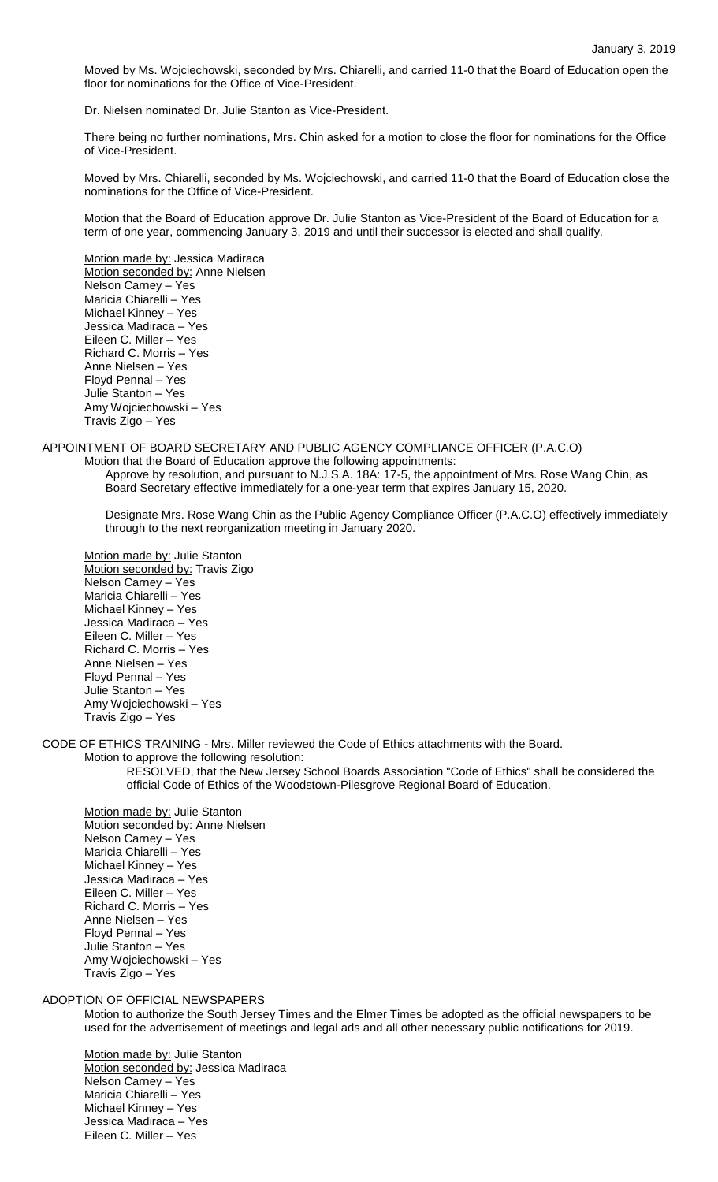Moved by Ms. Wojciechowski, seconded by Mrs. Chiarelli, and carried 11-0 that the Board of Education open the floor for nominations for the Office of Vice-President.

Dr. Nielsen nominated Dr. Julie Stanton as Vice-President.

There being no further nominations, Mrs. Chin asked for a motion to close the floor for nominations for the Office of Vice-President.

Moved by Mrs. Chiarelli, seconded by Ms. Wojciechowski, and carried 11-0 that the Board of Education close the nominations for the Office of Vice-President.

Motion that the Board of Education approve Dr. Julie Stanton as Vice-President of the Board of Education for a term of one year, commencing January 3, 2019 and until their successor is elected and shall qualify.

Motion made by: Jessica Madiraca
Motion seconded by: Anne Nielsen
Nelson Carney – Yes
Maricia Chiarelli – Yes
Michael Kinney – Yes
Jessica Madiraca – Yes
Eileen C. Miller – Yes
Richard C. Morris – Yes
Anne Nielsen – Yes
Floyd Pennal – Yes
Julie Stanton – Yes
Amy Wojciechowski – Yes
Travis Zigo – Yes

APPOINTMENT OF BOARD SECRETARY AND PUBLIC AGENCY COMPLIANCE OFFICER (P.A.C.O)

Motion that the Board of Education approve the following appointments:

Approve by resolution, and pursuant to N.J.S.A. 18A: 17-5, the appointment of Mrs. Rose Wang Chin, as Board Secretary effective immediately for a one-year term that expires January 15, 2020.

Designate Mrs. Rose Wang Chin as the Public Agency Compliance Officer (P.A.C.O) effectively immediately through to the next reorganization meeting in January 2020.

Motion made by: Julie Stanton
Motion seconded by: Travis Zigo
Nelson Carney – Yes
Maricia Chiarelli – Yes
Michael Kinney – Yes
Jessica Madiraca – Yes
Eileen C. Miller – Yes
Richard C. Morris – Yes
Anne Nielsen – Yes
Floyd Pennal – Yes
Julie Stanton – Yes
Amy Wojciechowski – Yes
Travis Zigo – Yes

CODE OF ETHICS TRAINING - Mrs. Miller reviewed the Code of Ethics attachments with the Board.

Motion to approve the following resolution:

RESOLVED, that the New Jersey School Boards Association "Code of Ethics" shall be considered the official Code of Ethics of the Woodstown-Pilesgrove Regional Board of Education.

Motion made by: Julie Stanton
Motion seconded by: Anne Nielsen
Nelson Carney – Yes
Maricia Chiarelli – Yes
Michael Kinney – Yes
Jessica Madiraca – Yes
Eileen C. Miller – Yes
Richard C. Morris – Yes
Anne Nielsen – Yes
Floyd Pennal – Yes
Julie Stanton – Yes
Amy Wojciechowski – Yes
Travis Zigo – Yes

ADOPTION OF OFFICIAL NEWSPAPERS

Motion to authorize the South Jersey Times and the Elmer Times be adopted as the official newspapers to be used for the advertisement of meetings and legal ads and all other necessary public notifications for 2019.

Motion made by: Julie Stanton
Motion seconded by: Jessica Madiraca
Nelson Carney – Yes
Maricia Chiarelli – Yes
Michael Kinney – Yes
Jessica Madiraca – Yes
Eileen C. Miller – Yes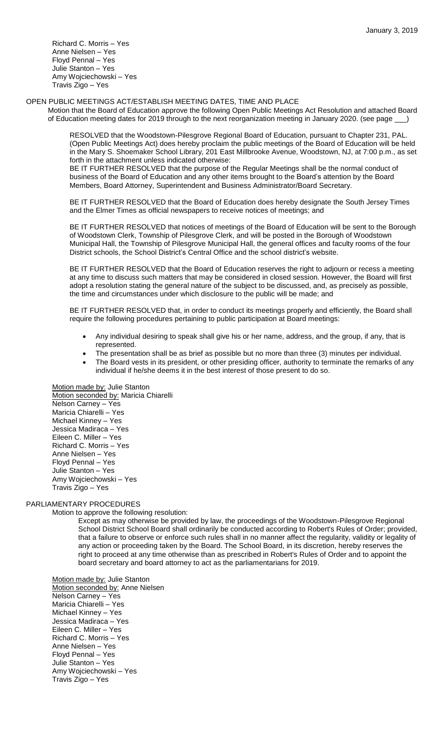Richard C. Morris – Yes
Anne Nielsen – Yes
Floyd Pennal – Yes
Julie Stanton – Yes
Amy Wojciechowski – Yes
Travis Zigo – Yes

OPEN PUBLIC MEETINGS ACT/ESTABLISH MEETING DATES, TIME AND PLACE

Motion that the Board of Education approve the following Open Public Meetings Act Resolution and attached Board of Education meeting dates for 2019 through to the next reorganization meeting in January 2020. (see page ___)

RESOLVED that the Woodstown-Pilesgrove Regional Board of Education, pursuant to Chapter 231, PAL. (Open Public Meetings Act) does hereby proclaim the public meetings of the Board of Education will be held in the Mary S. Shoemaker School Library, 201 East Millbrooke Avenue, Woodstown, NJ, at 7:00 p.m., as set forth in the attachment unless indicated otherwise:

BE IT FURTHER RESOLVED that the purpose of the Regular Meetings shall be the normal conduct of business of the Board of Education and any other items brought to the Board's attention by the Board Members, Board Attorney, Superintendent and Business Administrator/Board Secretary.

BE IT FURTHER RESOLVED that the Board of Education does hereby designate the South Jersey Times and the Elmer Times as official newspapers to receive notices of meetings; and

BE IT FURTHER RESOLVED that notices of meetings of the Board of Education will be sent to the Borough of Woodstown Clerk, Township of Pilesgrove Clerk, and will be posted in the Borough of Woodstown Municipal Hall, the Township of Pilesgrove Municipal Hall, the general offices and faculty rooms of the four District schools, the School District's Central Office and the school district's website.

BE IT FURTHER RESOLVED that the Board of Education reserves the right to adjourn or recess a meeting at any time to discuss such matters that may be considered in closed session. However, the Board will first adopt a resolution stating the general nature of the subject to be discussed, and, as precisely as possible, the time and circumstances under which disclosure to the public will be made; and

BE IT FURTHER RESOLVED that, in order to conduct its meetings properly and efficiently, the Board shall require the following procedures pertaining to public participation at Board meetings:

- Any individual desiring to speak shall give his or her name, address, and the group, if any, that is represented.
- The presentation shall be as brief as possible but no more than three (3) minutes per individual.
- The Board vests in its president, or other presiding officer, authority to terminate the remarks of any individual if he/she deems it in the best interest of those present to do so.

Motion made by: Julie Stanton
Motion seconded by: Maricia Chiarelli
Nelson Carney – Yes
Maricia Chiarelli – Yes
Michael Kinney – Yes
Jessica Madiraca – Yes
Eileen C. Miller – Yes
Richard C. Morris – Yes
Anne Nielsen – Yes
Floyd Pennal – Yes
Julie Stanton – Yes
Amy Wojciechowski – Yes
Travis Zigo – Yes

PARLIAMENTARY PROCEDURES

Motion to approve the following resolution:

Except as may otherwise be provided by law, the proceedings of the Woodstown-Pilesgrove Regional School District School Board shall ordinarily be conducted according to Robert's Rules of Order; provided, that a failure to observe or enforce such rules shall in no manner affect the regularity, validity or legality of any action or proceeding taken by the Board. The School Board, in its discretion, hereby reserves the right to proceed at any time otherwise than as prescribed in Robert's Rules of Order and to appoint the board secretary and board attorney to act as the parliamentarians for 2019.

Motion made by: Julie Stanton
Motion seconded by: Anne Nielsen
Nelson Carney – Yes
Maricia Chiarelli – Yes
Michael Kinney – Yes
Jessica Madiraca – Yes
Eileen C. Miller – Yes
Richard C. Morris – Yes
Anne Nielsen – Yes
Floyd Pennal – Yes
Julie Stanton – Yes
Amy Wojciechowski – Yes
Travis Zigo – Yes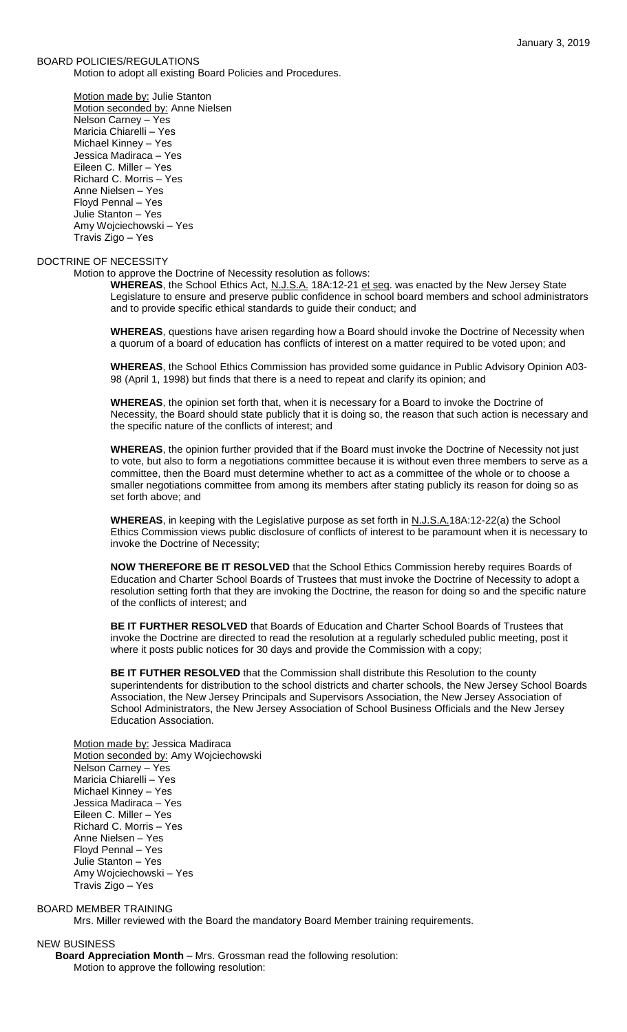January 3, 2019

BOARD POLICIES/REGULATIONS

Motion to adopt all existing Board Policies and Procedures.

Motion made by: Julie Stanton
Motion seconded by: Anne Nielsen
Nelson Carney – Yes
Maricia Chiarelli – Yes
Michael Kinney – Yes
Jessica Madiraca – Yes
Eileen C. Miller – Yes
Richard C. Morris – Yes
Anne Nielsen – Yes
Floyd Pennal – Yes
Julie Stanton – Yes
Amy Wojciechowski – Yes
Travis Zigo – Yes

DOCTRINE OF NECESSITY

Motion to approve the Doctrine of Necessity resolution as follows:

**WHEREAS**, the School Ethics Act, N.J.S.A. 18A:12-21 et seq. was enacted by the New Jersey State Legislature to ensure and preserve public confidence in school board members and school administrators and to provide specific ethical standards to guide their conduct; and

**WHEREAS**, questions have arisen regarding how a Board should invoke the Doctrine of Necessity when a quorum of a board of education has conflicts of interest on a matter required to be voted upon; and

**WHEREAS**, the School Ethics Commission has provided some guidance in Public Advisory Opinion A03-98 (April 1, 1998) but finds that there is a need to repeat and clarify its opinion; and

**WHEREAS**, the opinion set forth that, when it is necessary for a Board to invoke the Doctrine of Necessity, the Board should state publicly that it is doing so, the reason that such action is necessary and the specific nature of the conflicts of interest; and

**WHEREAS**, the opinion further provided that if the Board must invoke the Doctrine of Necessity not just to vote, but also to form a negotiations committee because it is without even three members to serve as a committee, then the Board must determine whether to act as a committee of the whole or to choose a smaller negotiations committee from among its members after stating publicly its reason for doing so as set forth above; and

**WHEREAS**, in keeping with the Legislative purpose as set forth in N.J.S.A.18A:12-22(a) the School Ethics Commission views public disclosure of conflicts of interest to be paramount when it is necessary to invoke the Doctrine of Necessity;

**NOW THEREFORE BE IT RESOLVED** that the School Ethics Commission hereby requires Boards of Education and Charter School Boards of Trustees that must invoke the Doctrine of Necessity to adopt a resolution setting forth that they are invoking the Doctrine, the reason for doing so and the specific nature of the conflicts of interest; and

**BE IT FURTHER RESOLVED** that Boards of Education and Charter School Boards of Trustees that invoke the Doctrine are directed to read the resolution at a regularly scheduled public meeting, post it where it posts public notices for 30 days and provide the Commission with a copy;

**BE IT FUTHER RESOLVED** that the Commission shall distribute this Resolution to the county superintendents for distribution to the school districts and charter schools, the New Jersey School Boards Association, the New Jersey Principals and Supervisors Association, the New Jersey Association of School Administrators, the New Jersey Association of School Business Officials and the New Jersey Education Association.

Motion made by: Jessica Madiraca
Motion seconded by: Amy Wojciechowski
Nelson Carney – Yes
Maricia Chiarelli – Yes
Michael Kinney – Yes
Jessica Madiraca – Yes
Eileen C. Miller – Yes
Richard C. Morris – Yes
Anne Nielsen – Yes
Floyd Pennal – Yes
Julie Stanton – Yes
Amy Wojciechowski – Yes
Travis Zigo – Yes

BOARD MEMBER TRAINING

Mrs. Miller reviewed with the Board the mandatory Board Member training requirements.

NEW BUSINESS

**Board Appreciation Month** – Mrs. Grossman read the following resolution:
Motion to approve the following resolution: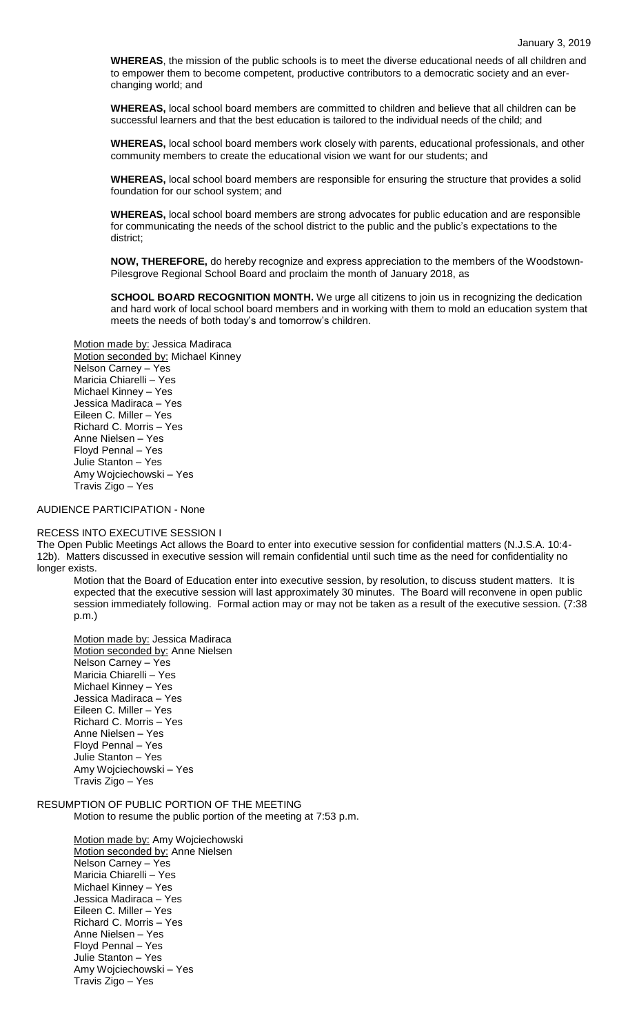**WHEREAS**, the mission of the public schools is to meet the diverse educational needs of all children and to empower them to become competent, productive contributors to a democratic society and an ever-changing world; and

**WHEREAS,** local school board members are committed to children and believe that all children can be successful learners and that the best education is tailored to the individual needs of the child; and

**WHEREAS,** local school board members work closely with parents, educational professionals, and other community members to create the educational vision we want for our students; and

**WHEREAS,** local school board members are responsible for ensuring the structure that provides a solid foundation for our school system; and

**WHEREAS,** local school board members are strong advocates for public education and are responsible for communicating the needs of the school district to the public and the public's expectations to the district;

**NOW, THEREFORE,** do hereby recognize and express appreciation to the members of the Woodstown-Pilesgrove Regional School Board and proclaim the month of January 2018, as

**SCHOOL BOARD RECOGNITION MONTH.** We urge all citizens to join us in recognizing the dedication and hard work of local school board members and in working with them to mold an education system that meets the needs of both today's and tomorrow's children.

Motion made by: Jessica Madiraca
Motion seconded by: Michael Kinney
Nelson Carney – Yes
Maricia Chiarelli – Yes
Michael Kinney – Yes
Jessica Madiraca – Yes
Eileen C. Miller – Yes
Richard C. Morris – Yes
Anne Nielsen – Yes
Floyd Pennal – Yes
Julie Stanton – Yes
Amy Wojciechowski – Yes
Travis Zigo – Yes

AUDIENCE PARTICIPATION - None

RECESS INTO EXECUTIVE SESSION I

The Open Public Meetings Act allows the Board to enter into executive session for confidential matters (N.J.S.A. 10:4-12b). Matters discussed in executive session will remain confidential until such time as the need for confidentiality no longer exists.

Motion that the Board of Education enter into executive session, by resolution, to discuss student matters. It is expected that the executive session will last approximately 30 minutes. The Board will reconvene in open public session immediately following. Formal action may or may not be taken as a result of the executive session. (7:38 p.m.)

Motion made by: Jessica Madiraca
Motion seconded by: Anne Nielsen
Nelson Carney – Yes
Maricia Chiarelli – Yes
Michael Kinney – Yes
Jessica Madiraca – Yes
Eileen C. Miller – Yes
Richard C. Morris – Yes
Anne Nielsen – Yes
Floyd Pennal – Yes
Julie Stanton – Yes
Amy Wojciechowski – Yes
Travis Zigo – Yes

RESUMPTION OF PUBLIC PORTION OF THE MEETING

Motion to resume the public portion of the meeting at 7:53 p.m.

Motion made by: Amy Wojciechowski
Motion seconded by: Anne Nielsen
Nelson Carney – Yes
Maricia Chiarelli – Yes
Michael Kinney – Yes
Jessica Madiraca – Yes
Eileen C. Miller – Yes
Richard C. Morris – Yes
Anne Nielsen – Yes
Floyd Pennal – Yes
Julie Stanton – Yes
Amy Wojciechowski – Yes
Travis Zigo – Yes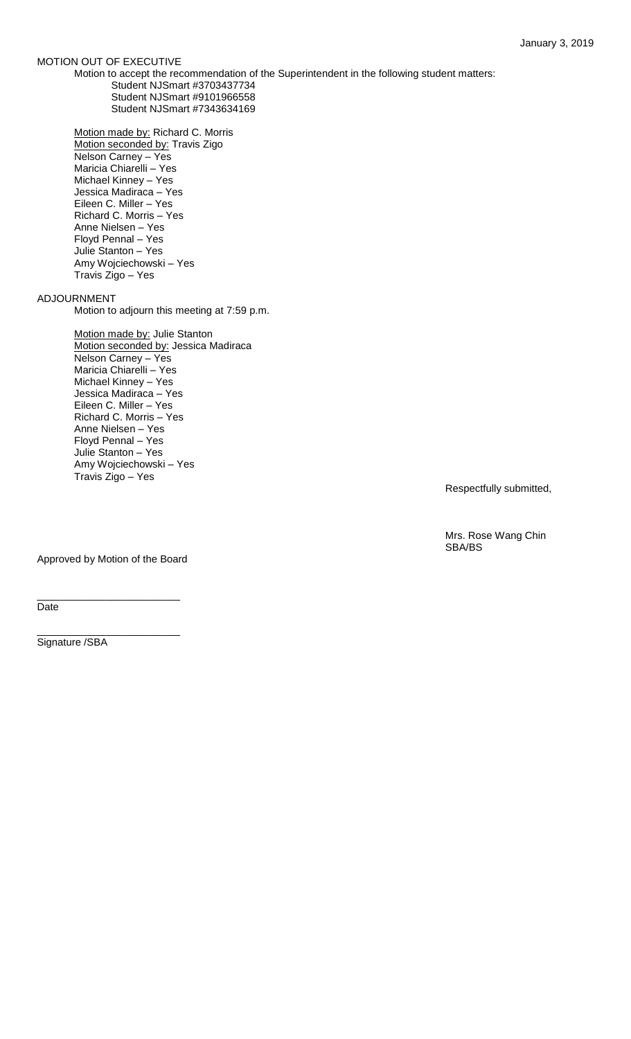MOTION OUT OF EXECUTIVE

Motion to accept the recommendation of the Superintendent in the following student matters:

Student NJSmart #3703437734
Student NJSmart #9101966558
Student NJSmart #7343634169

Motion made by: Richard C. Morris
Motion seconded by: Travis Zigo
Nelson Carney – Yes
Maricia Chiarelli – Yes
Michael Kinney – Yes
Jessica Madiraca – Yes
Eileen C. Miller – Yes
Richard C. Morris – Yes
Anne Nielsen – Yes
Floyd Pennal – Yes
Julie Stanton – Yes
Amy Wojciechowski – Yes
Travis Zigo – Yes

ADJOURNMENT

Motion to adjourn this meeting at 7:59 p.m.

Motion made by: Julie Stanton
Motion seconded by: Jessica Madiraca
Nelson Carney – Yes
Maricia Chiarelli – Yes
Michael Kinney – Yes
Jessica Madiraca – Yes
Eileen C. Miller – Yes
Richard C. Morris – Yes
Anne Nielsen – Yes
Floyd Pennal – Yes
Julie Stanton – Yes
Amy Wojciechowski – Yes
Travis Zigo – Yes

Respectfully submitted,

Mrs. Rose Wang Chin
SBA/BS

Approved by Motion of the Board

_________________________
Date

_________________________
Signature /SBA